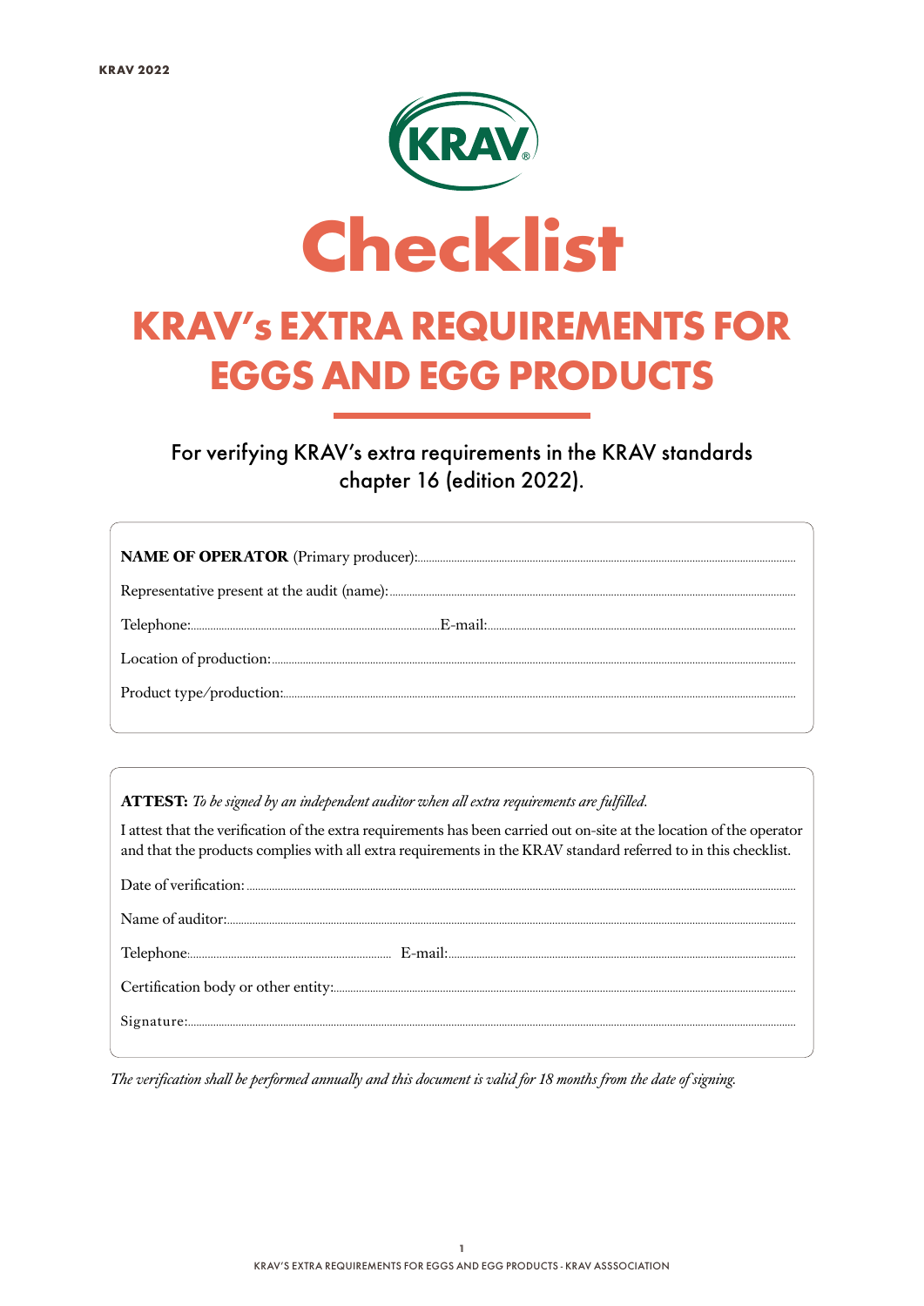# Checklist

## KRAV's EXTRA REQUIREMENTS FOR EGGS AND EGG PRODUCTS

For verifying KRAV's extra requirements in the KRAV standards chapter 16 (edition 2022).

**NAME OF OPERATOR** (Primary producer):..........

Representative present at the audit (name):..........

Telephone:.......... E-mail:..........

Location of production:..........

Product type/production:..........

**ATTEST:** *To be signed by an independent auditor when all extra requirements are fulfilled.*

I attest that the verification of the extra requirements has been carried out on-site at the location of the operator and that the products complies with all extra requirements in the KRAV standard referred to in this checklist.

Date of verification:..........

Name of auditor:..........

Telephone:.......... E-mail:..........

Certification body or other entity:..........

Signature:..........

*The verification shall be performed annually and this document is valid for 18 months from the date of signing.*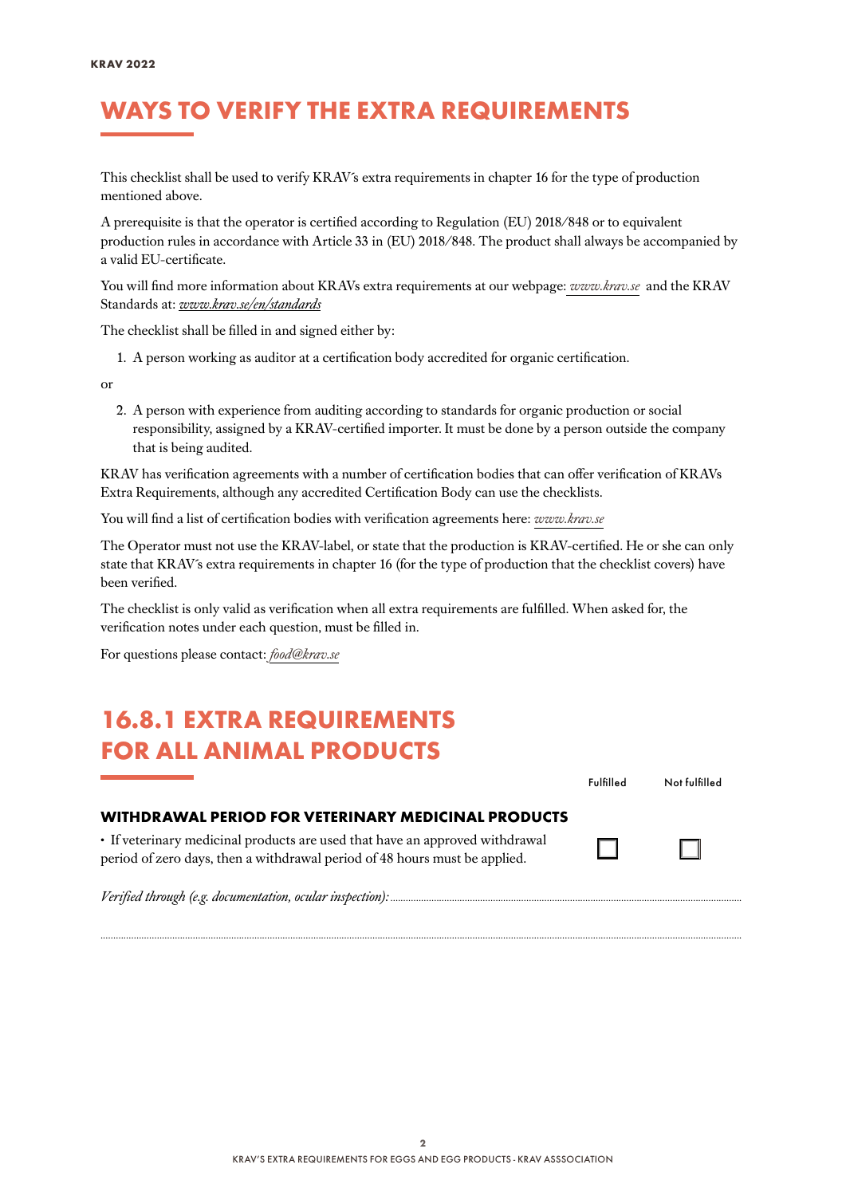# WAYS TO VERIFY THE EXTRA REQUIREMENTS

This checklist shall be used to verify KRAV´s extra requirements in chapter 16 for the type of production mentioned above.

A prerequisite is that the operator is certified according to Regulation (EU) 2018/848 or to equivalent production rules in accordance with Article 33 in (EU) 2018/848. The product shall always be accompanied by a valid EU-certificate.

You will find more information about KRAVs extra requirements at our webpage: *www.krav.se* and the KRAV Standards at: *www.krav.se/en/standards*

The checklist shall be filled in and signed either by:

1. A person working as auditor at a certification body accredited for organic certification.

or

2. A person with experience from auditing according to standards for organic production or social responsibility, assigned by a KRAV-certified importer. It must be done by a person outside the company that is being audited.

KRAV has verification agreements with a number of certification bodies that can offer verification of KRAVs Extra Requirements, although any accredited Certification Body can use the checklists.

You will find a list of certification bodies with verification agreements here: *www.krav.se*

The Operator must not use the KRAV-label, or state that the production is KRAV-certified. He or she can only state that KRAV´s extra requirements in chapter 16 (for the type of production that the checklist covers) have been verified.

The checklist is only valid as verification when all extra requirements are fulfilled. When asked for, the verification notes under each question, must be filled in.

For questions please contact: *food@krav.se*

# 16.8.1 EXTRA REQUIREMENTS FOR ALL ANIMAL PRODUCTS

| | Fulfilled | Not fulfilled |
|---|---|---|
| **WITHDRAWAL PERIOD FOR VETERINARY MEDICINAL PRODUCTS** | | |
| • If veterinary medicinal products are used that have an approved withdrawal period of zero days, then a withdrawal period of 48 hours must be applied. | ☐ | ☐ |

*Verified through (e.g. documentation, ocular inspection):* ........................................................................................................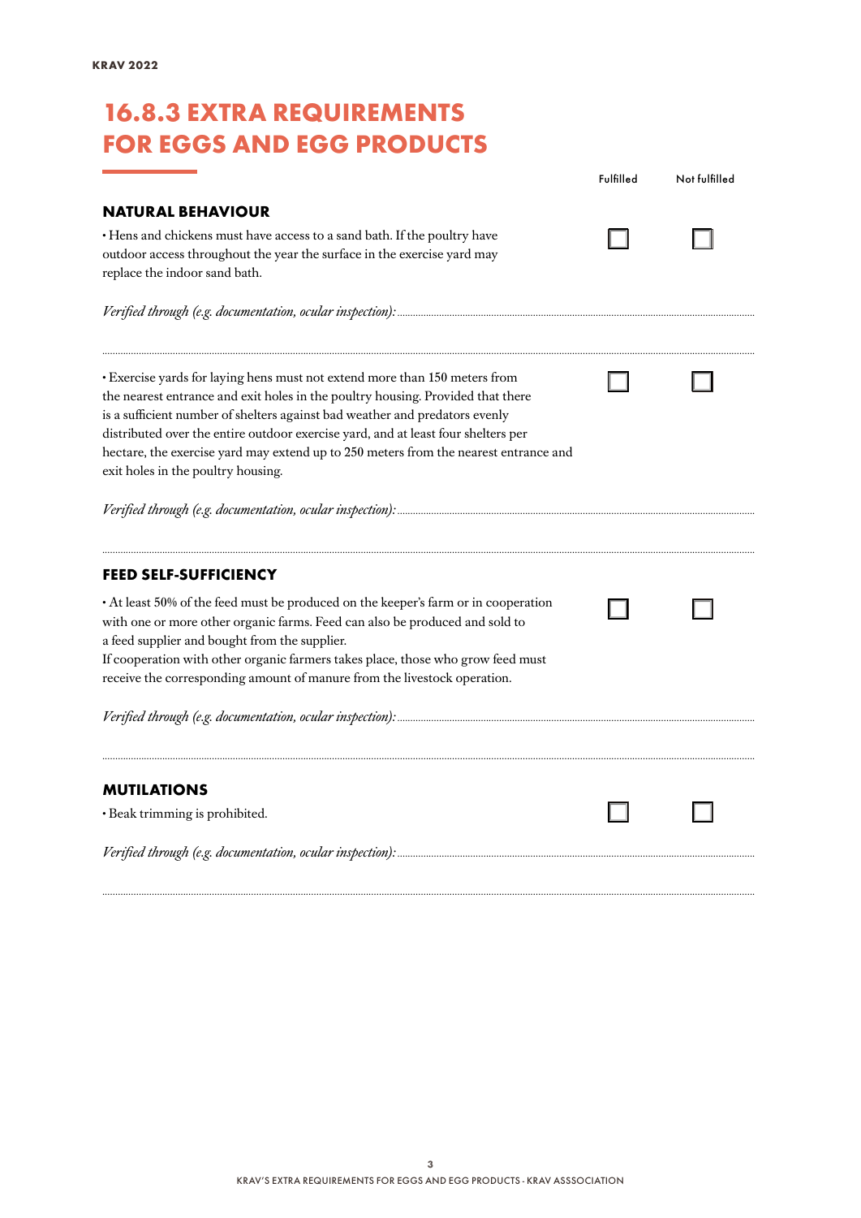# 16.8.3 EXTRA REQUIREMENTS FOR EGGS AND EGG PRODUCTS

| | Fulfilled | Not fulfilled |
|---|---|---|

## NATURAL BEHAVIOUR

- Hens and chickens must have access to a sand bath. If the poultry have outdoor access throughout the year the surface in the exercise yard may replace the indoor sand bath.

☐ Fulfilled ☐ Not fulfilled

*Verified through (e.g. documentation, ocular inspection):* ...............................................................

...............................................................

- Exercise yards for laying hens must not extend more than 150 meters from the nearest entrance and exit holes in the poultry housing. Provided that there is a sufficient number of shelters against bad weather and predators evenly distributed over the entire outdoor exercise yard, and at least four shelters per hectare, the exercise yard may extend up to 250 meters from the nearest entrance and exit holes in the poultry housing.

☐ Fulfilled ☐ Not fulfilled

*Verified through (e.g. documentation, ocular inspection):* ...............................................................

...............................................................

## FEED SELF-SUFFICIENCY

- At least 50% of the feed must be produced on the keeper's farm or in cooperation with one or more other organic farms. Feed can also be produced and sold to a feed supplier and bought from the supplier.
If cooperation with other organic farmers takes place, those who grow feed must receive the corresponding amount of manure from the livestock operation.

☐ Fulfilled ☐ Not fulfilled

*Verified through (e.g. documentation, ocular inspection):* ...............................................................

...............................................................

## MUTILATIONS

- Beak trimming is prohibited.

☐ Fulfilled ☐ Not fulfilled

*Verified through (e.g. documentation, ocular inspection):* ...............................................................

...............................................................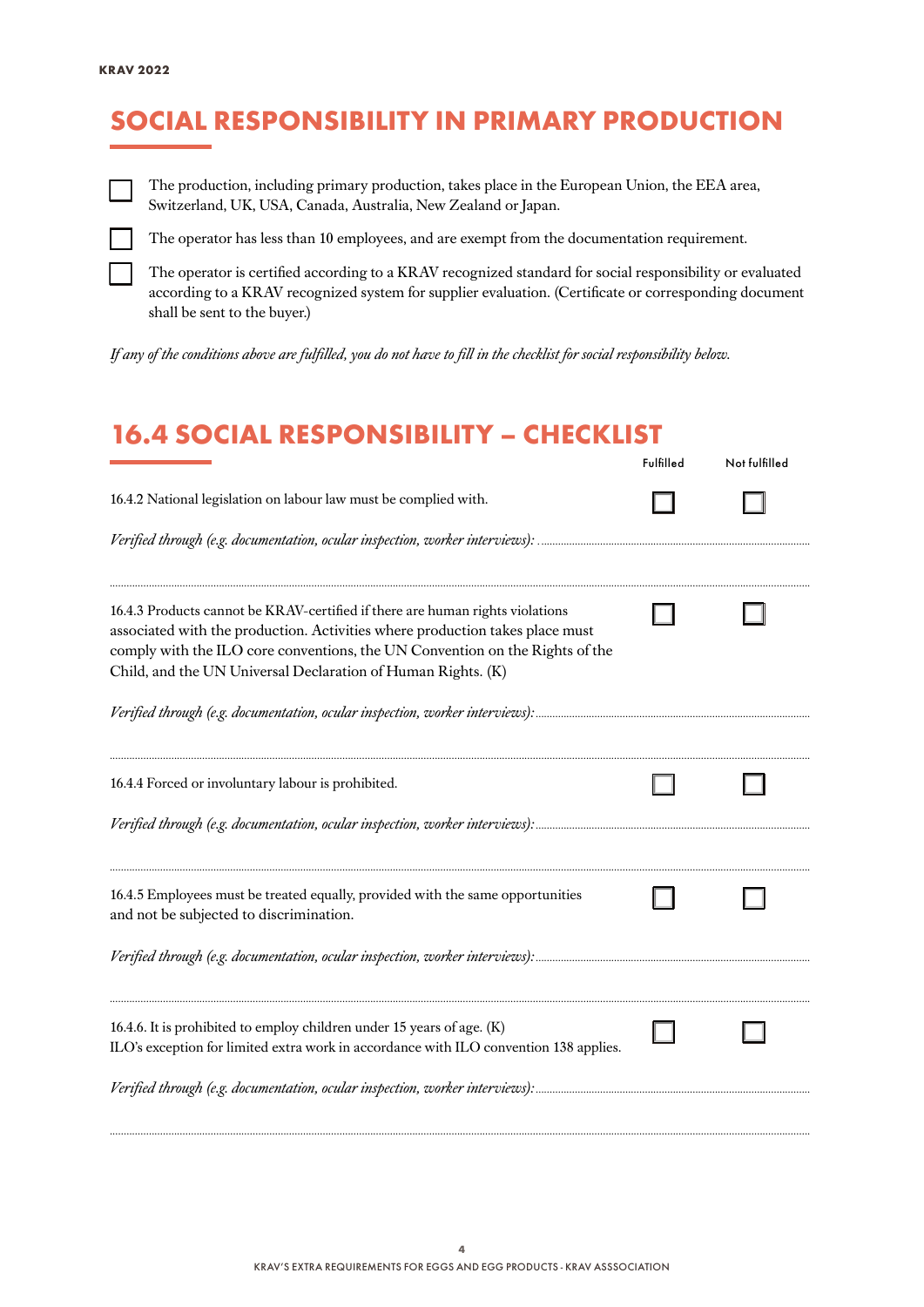# SOCIAL RESPONSIBILITY IN PRIMARY PRODUCTION

- [ ] The production, including primary production, takes place in the European Union, the EEA area, Switzerland, UK, USA, Canada, Australia, New Zealand or Japan.
- [ ] The operator has less than 10 employees, and are exempt from the documentation requirement.
- [ ] The operator is certified according to a KRAV recognized standard for social responsibility or evaluated according to a KRAV recognized system for supplier evaluation. (Certificate or corresponding document shall be sent to the buyer.)

*If any of the conditions above are fulfilled, you do not have to fill in the checklist for social responsibility below.*

# 16.4 SOCIAL RESPONSIBILITY – CHECKLIST

| | Fulfilled | Not fulfilled |
|---|---|---|
| 16.4.2 National legislation on labour law must be complied with. | ☐ | ☐ |
| *Verified through (e.g. documentation, ocular inspection, worker interviews):* ...................................... | | |
| 16.4.3 Products cannot be KRAV-certified if there are human rights violations associated with the production. Activities where production takes place must comply with the ILO core conventions, the UN Convention on the Rights of the Child, and the UN Universal Declaration of Human Rights. (K) | ☐ | ☐ |
| *Verified through (e.g. documentation, ocular inspection, worker interviews):* ...................................... | | |
| 16.4.4 Forced or involuntary labour is prohibited. | ☐ | ☐ |
| *Verified through (e.g. documentation, ocular inspection, worker interviews):* ...................................... | | |
| 16.4.5 Employees must be treated equally, provided with the same opportunities and not be subjected to discrimination. | ☐ | ☐ |
| *Verified through (e.g. documentation, ocular inspection, worker interviews):* ...................................... | | |
| 16.4.6. It is prohibited to employ children under 15 years of age. (K) ILO's exception for limited extra work in accordance with ILO convention 138 applies. | ☐ | ☐ |
| *Verified through (e.g. documentation, ocular inspection, worker interviews):* ...................................... | | |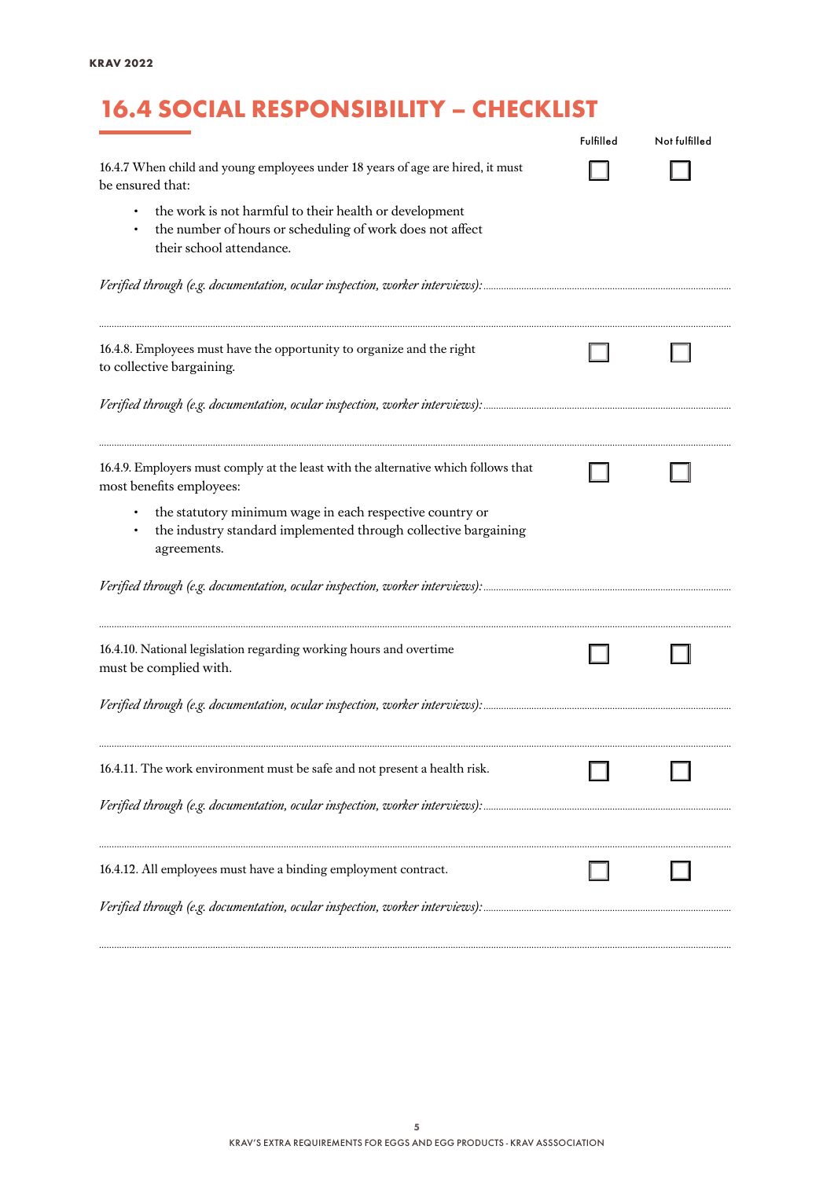# 16.4 SOCIAL RESPONSIBILITY – CHECKLIST

| | Fulfilled | Not fulfilled |
|---|---|---|
| 16.4.7 When child and young employees under 18 years of age are hired, it must be ensured that: • the work is not harmful to their health or development • the number of hours or scheduling of work does not affect their school attendance. | ☐ | ☐ |

*Verified through (e.g. documentation, ocular inspection, worker interviews):* ..................................................

..................................................

| | Fulfilled | Not fulfilled |
|---|---|---|
| 16.4.8. Employees must have the opportunity to organize and the right to collective bargaining. | ☐ | ☐ |

*Verified through (e.g. documentation, ocular inspection, worker interviews):* ..................................................

..................................................

| | Fulfilled | Not fulfilled |
|---|---|---|
| 16.4.9. Employers must comply at the least with the alternative which follows that most benefits employees: • the statutory minimum wage in each respective country or • the industry standard implemented through collective bargaining agreements. | ☐ | ☐ |

*Verified through (e.g. documentation, ocular inspection, worker interviews):* ..................................................

..................................................

| | Fulfilled | Not fulfilled |
|---|---|---|
| 16.4.10. National legislation regarding working hours and overtime must be complied with. | ☐ | ☐ |

*Verified through (e.g. documentation, ocular inspection, worker interviews):* ..................................................

..................................................

| | Fulfilled | Not fulfilled |
|---|---|---|
| 16.4.11. The work environment must be safe and not present a health risk. | ☐ | ☐ |

*Verified through (e.g. documentation, ocular inspection, worker interviews):* ..................................................

..................................................

| | Fulfilled | Not fulfilled |
|---|---|---|
| 16.4.12. All employees must have a binding employment contract. | ☐ | ☐ |

*Verified through (e.g. documentation, ocular inspection, worker interviews):* ..................................................

..................................................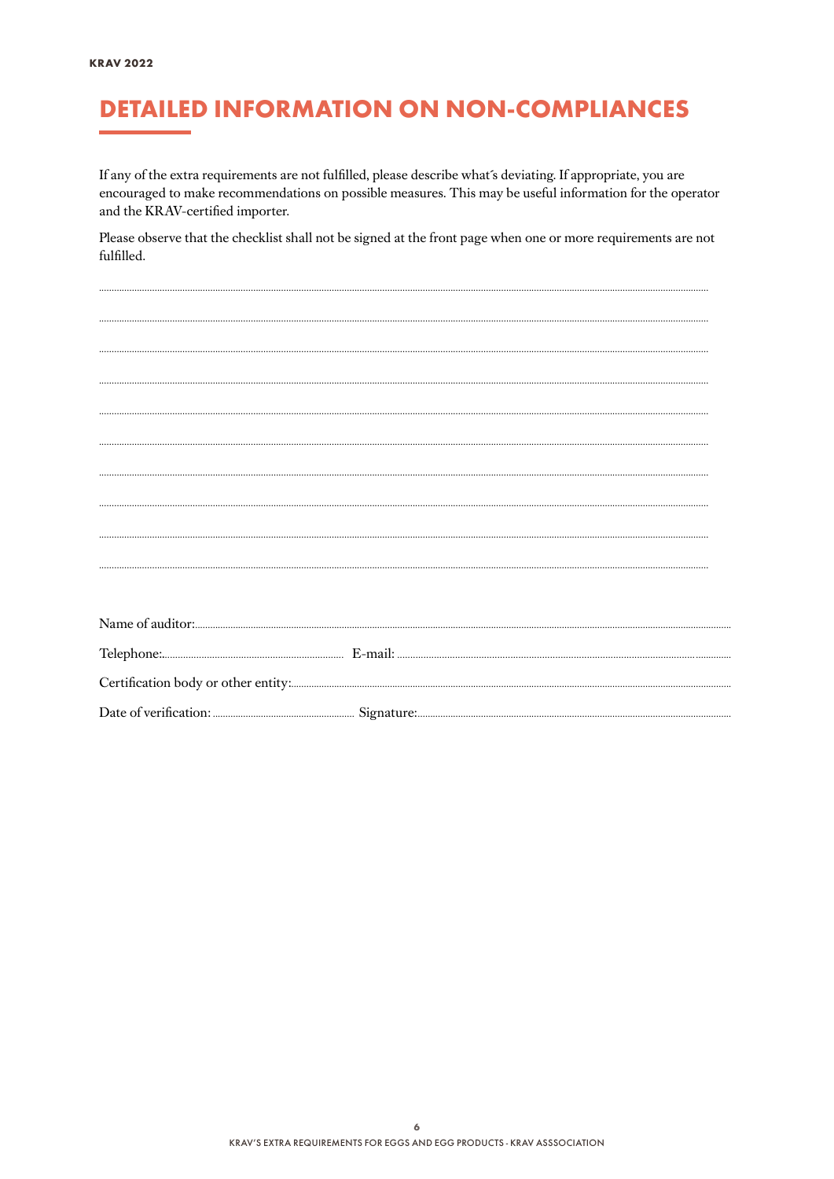# DETAILED INFORMATION ON NON-COMPLIANCES

If any of the extra requirements are not fulfilled, please describe what´s deviating. If appropriate, you are encouraged to make recommendations on possible measures. This may be useful information for the operator and the KRAV-certified importer.

Please observe that the checklist shall not be signed at the front page when one or more requirements are not fulfilled.

.......................................................................................................................................................................................................

.......................................................................................................................................................................................................

.......................................................................................................................................................................................................

.......................................................................................................................................................................................................

.......................................................................................................................................................................................................

.......................................................................................................................................................................................................

.......................................................................................................................................................................................................

.......................................................................................................................................................................................................

.......................................................................................................................................................................................................

.......................................................................................................................................................................................................

Name of auditor:.......................................................................................................................................................................

Telephone:........................................................................ E-mail: ...................................................................................................

Certification body or other entity:.......................................................................................................................................

Date of verification: ........................................................ Signature:..............................................................................................